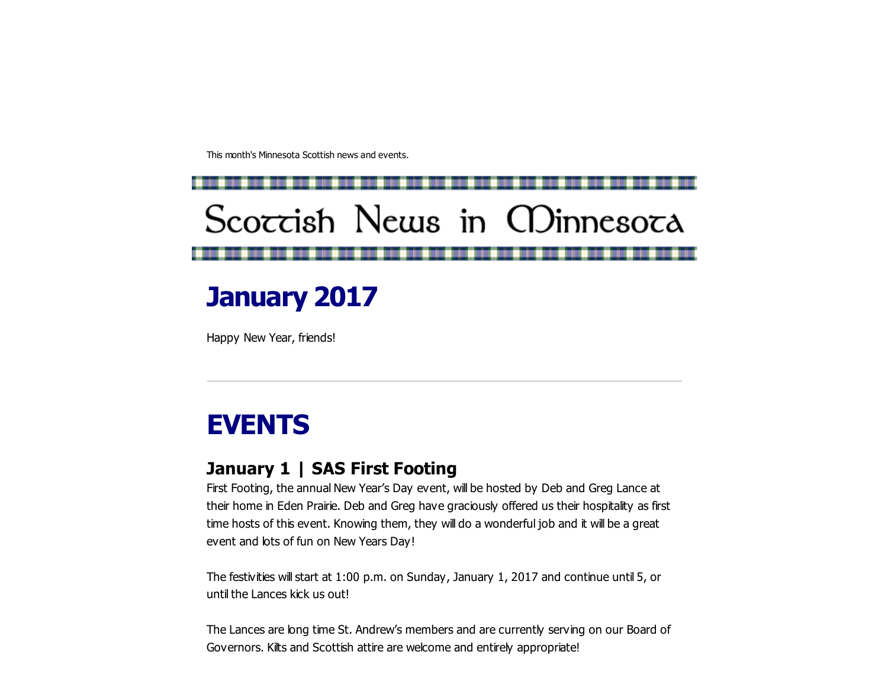This month's Minnesota Scottish news and events.

# Scottish News in Minnesota

# January 2017

Happy New Year, friends!

---

# EVENTS

## January 1 | SAS First Footing

First Footing, the annual New Year's Day event, will be hosted by Deb and Greg Lance at their home in Eden Prairie. Deb and Greg have graciously offered us their hospitality as first time hosts of this event. Knowing them, they will do a wonderful job and it will be a great event and lots of fun on New Years Day!

The festivities will start at 1:00 p.m. on Sunday, January 1, 2017 and continue until 5, or until the Lances kick us out!

The Lances are long time St. Andrew's members and are currently serving on our Board of Governors. Kilts and Scottish attire are welcome and entirely appropriate!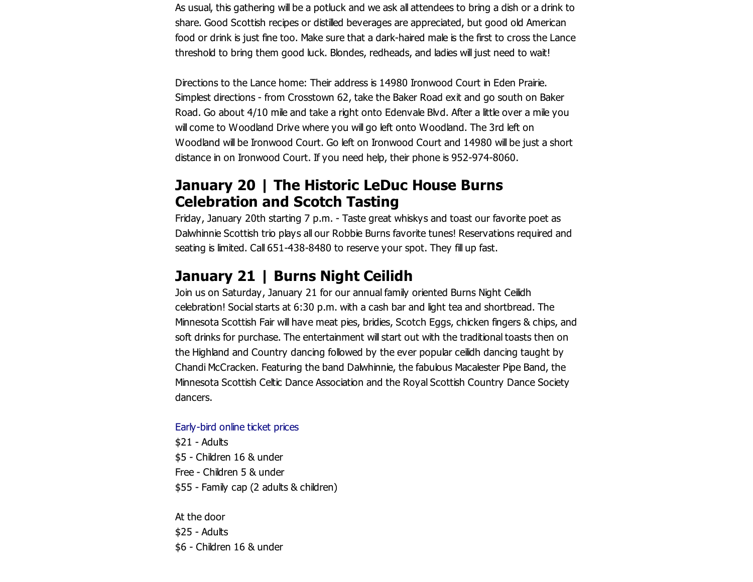As usual, this gathering will be a potluck and we ask all attendees to bring a dish or a drink to share. Good Scottish recipes or distilled beverages are appreciated, but good old American food or drink is just fine too. Make sure that a dark-haired male is the first to cross the Lance threshold to bring them good luck. Blondes, redheads, and ladies will just need to wait!

Directions to the Lance home: Their address is 14980 Ironwood Court in Eden Prairie. Simplest directions - from Crosstown 62, take the Baker Road exit and go south on Baker Road. Go about 4/10 mile and take a right onto Edenvale Blvd. After a little over a mile you will come to Woodland Drive where you will go left onto Woodland. The 3rd left on Woodland will be Ironwood Court. Go left on Ironwood Court and 14980 will be just a short distance in on Ironwood Court. If you need help, their phone is 952-974-8060.

## January 20 | The Historic LeDuc House Burns Celebration and Scotch Tasting

Friday, January 20th starting 7 p.m. - Taste great whiskys and toast our favorite poet as Dalwhinnie Scottish trio plays all our Robbie Burns favorite tunes! Reservations required and seating is limited. Call 651-438-8480 to reserve your spot. They fill up fast.

## January 21 | Burns Night Ceilidh

Join us on Saturday, January 21 for our annual family oriented Burns Night Ceilidh celebration! Social starts at 6:30 p.m. with a cash bar and light tea and shortbread. The Minnesota Scottish Fair will have meat pies, bridies, Scotch Eggs, chicken fingers & chips, and soft drinks for purchase. The entertainment will start out with the traditional toasts then on the Highland and Country dancing followed by the ever popular ceilidh dancing taught by Chandi McCracken. Featuring the band Dalwhinnie, the fabulous Macalester Pipe Band, the Minnesota Scottish Celtic Dance Association and the Royal Scottish Country Dance Society dancers.

Early-bird online ticket prices
$21 - Adults
$5 - Children 16 & under
Free - Children 5 & under
$55 - Family cap (2 adults & children)

At the door
$25 - Adults
$6 - Children 16 & under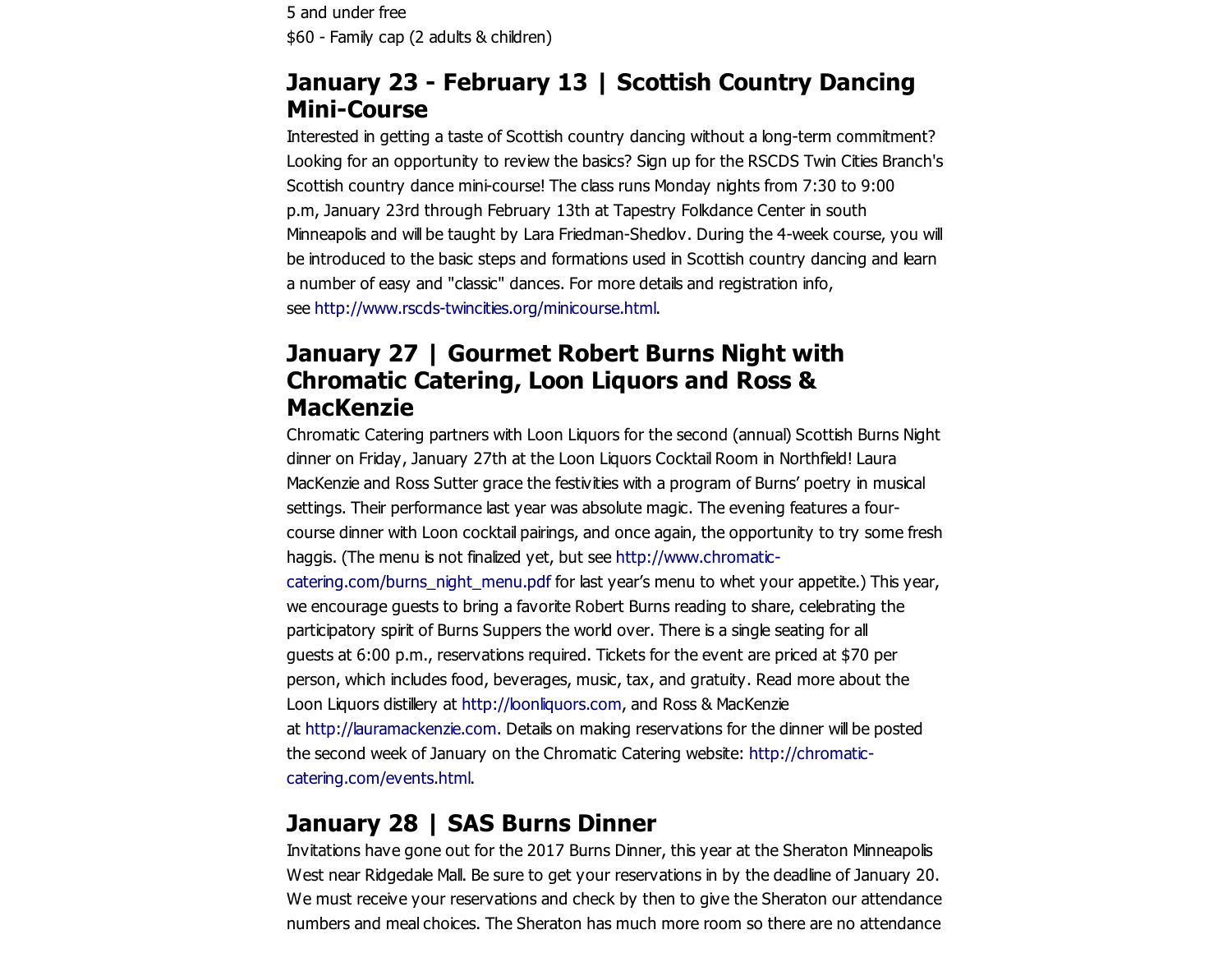5 and under free

$60 - Family cap (2 adults & children)

## January 23 - February 13 | Scottish Country Dancing Mini-Course

Interested in getting a taste of Scottish country dancing without a long-term commitment? Looking for an opportunity to review the basics? Sign up for the RSCDS Twin Cities Branch's Scottish country dance mini-course! The class runs Monday nights from 7:30 to 9:00 p.m, January 23rd through February 13th at Tapestry Folkdance Center in south Minneapolis and will be taught by Lara Friedman-Shedlov. During the 4-week course, you will be introduced to the basic steps and formations used in Scottish country dancing and learn a number of easy and "classic" dances. For more details and registration info, see http://www.rscds-twincities.org/minicourse.html.

## January 27 | Gourmet Robert Burns Night with Chromatic Catering, Loon Liquors and Ross & MacKenzie

Chromatic Catering partners with Loon Liquors for the second (annual) Scottish Burns Night dinner on Friday, January 27th at the Loon Liquors Cocktail Room in Northfield! Laura MacKenzie and Ross Sutter grace the festivities with a program of Burns' poetry in musical settings. Their performance last year was absolute magic. The evening features a four-course dinner with Loon cocktail pairings, and once again, the opportunity to try some fresh haggis. (The menu is not finalized yet, but see http://www.chromatic-catering.com/burns_night_menu.pdf for last year's menu to whet your appetite.) This year, we encourage guests to bring a favorite Robert Burns reading to share, celebrating the participatory spirit of Burns Suppers the world over. There is a single seating for all guests at 6:00 p.m., reservations required. Tickets for the event are priced at $70 per person, which includes food, beverages, music, tax, and gratuity. Read more about the Loon Liquors distillery at http://loonliquors.com, and Ross & MacKenzie at http://lauramackenzie.com. Details on making reservations for the dinner will be posted the second week of January on the Chromatic Catering website: http://chromatic-catering.com/events.html.

## January 28 | SAS Burns Dinner

Invitations have gone out for the 2017 Burns Dinner, this year at the Sheraton Minneapolis West near Ridgedale Mall. Be sure to get your reservations in by the deadline of January 20. We must receive your reservations and check by then to give the Sheraton our attendance numbers and meal choices. The Sheraton has much more room so there are no attendance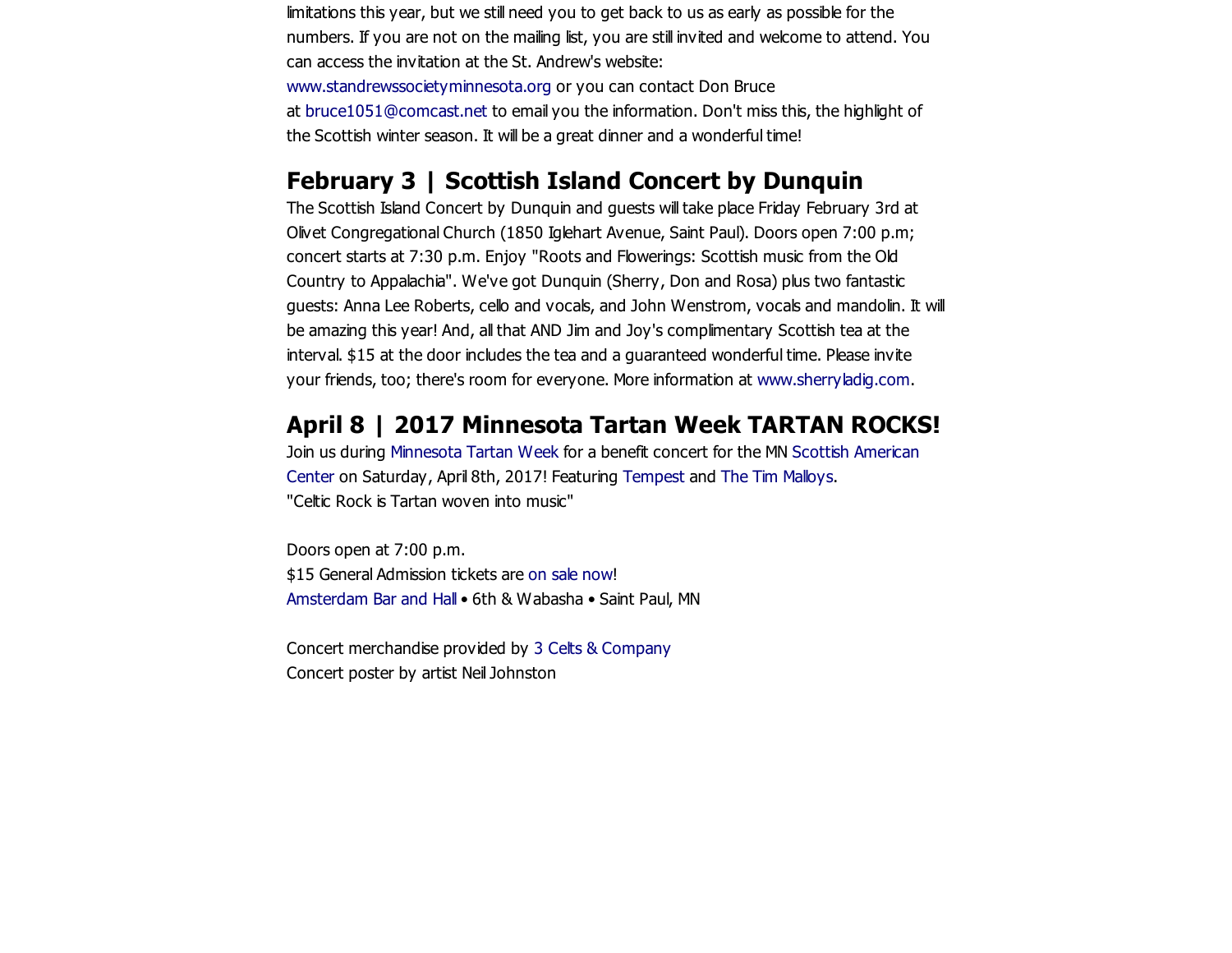limitations this year, but we still need you to get back to us as early as possible for the numbers. If you are not on the mailing list, you are still invited and welcome to attend. You can access the invitation at the St. Andrew's website: www.standrewssocietyminnesota.org or you can contact Don Bruce at bruce1051@comcast.net to email you the information. Don't miss this, the highlight of the Scottish winter season. It will be a great dinner and a wonderful time!

## February 3 | Scottish Island Concert by Dunquin

The Scottish Island Concert by Dunquin and guests will take place Friday February 3rd at Olivet Congregational Church (1850 Iglehart Avenue, Saint Paul). Doors open 7:00 p.m; concert starts at 7:30 p.m. Enjoy "Roots and Flowerings: Scottish music from the Old Country to Appalachia". We've got Dunquin (Sherry, Don and Rosa) plus two fantastic guests: Anna Lee Roberts, cello and vocals, and John Wenstrom, vocals and mandolin. It will be amazing this year! And, all that AND Jim and Joy's complimentary Scottish tea at the interval. $15 at the door includes the tea and a guaranteed wonderful time. Please invite your friends, too; there's room for everyone. More information at www.sherryladig.com.

## April 8 | 2017 Minnesota Tartan Week TARTAN ROCKS!

Join us during Minnesota Tartan Week for a benefit concert for the MN Scottish American Center on Saturday, April 8th, 2017! Featuring Tempest and The Tim Malloys.
"Celtic Rock is Tartan woven into music"

Doors open at 7:00 p.m.
$15 General Admission tickets are on sale now!
Amsterdam Bar and Hall • 6th & Wabasha • Saint Paul, MN

Concert merchandise provided by 3 Celts & Company
Concert poster by artist Neil Johnston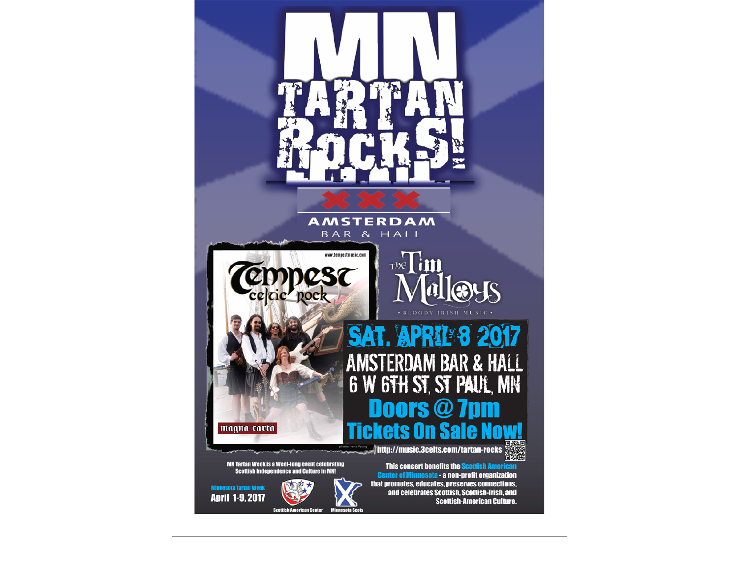# MN TARTAN ROCKS!

AMSTERDAM
BAR & HALL

www.tempestmusic.com

Tempest
celtic rock

magna carta

photo: Irene Young

The Tim Malloys
• BLOODY IRISH MUSIC •

## SAT. APRIL 8 2017

**AMSTERDAM BAR & HALL**
**6 W 6TH ST, ST PAUL, MN**

## Doors @ 7pm

## Tickets On Sale Now!

http://music.3celts.com/tartan-rocks

**MN Tartan Week is a Weel-long event celebrating Scottish Independence and Culture in MN!**

Minnesota Tartan Week
**April 1-9, 2017**

Scottish American Center

Minnesota Scots

**This concert benefits the Scottish American Center of Minnesota - a non-profit organization that promotes, educates, preserves connections, and celebrates Scottish, Scottish-Irish, and Scottish-American Culture.**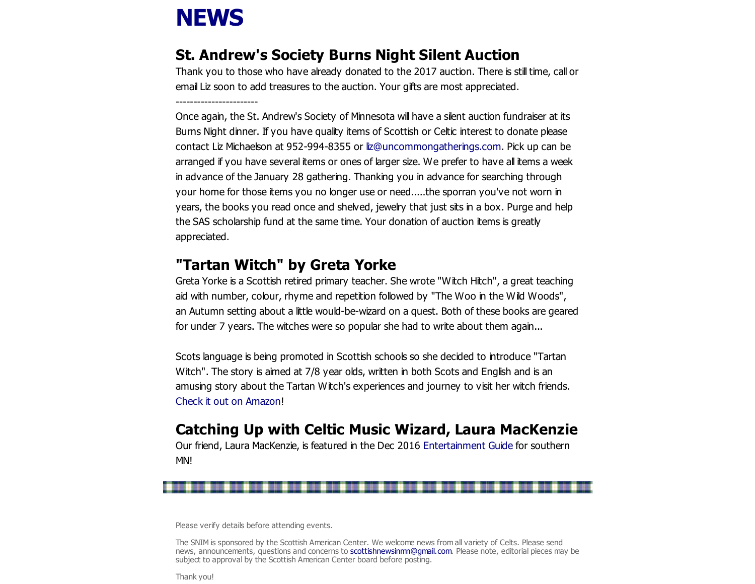# NEWS

## St. Andrew's Society Burns Night Silent Auction

Thank you to those who have already donated to the 2017 auction. There is still time, call or email Liz soon to add treasures to the auction. Your gifts are most appreciated.

----------------------

Once again, the St. Andrew's Society of Minnesota will have a silent auction fundraiser at its Burns Night dinner. If you have quality items of Scottish or Celtic interest to donate please contact Liz Michaelson at 952-994-8355 or liz@uncommongatherings.com. Pick up can be arranged if you have several items or ones of larger size. We prefer to have all items a week in advance of the January 28 gathering. Thanking you in advance for searching through your home for those items you no longer use or need.....the sporran you've not worn in years, the books you read once and shelved, jewelry that just sits in a box. Purge and help the SAS scholarship fund at the same time. Your donation of auction items is greatly appreciated.

## "Tartan Witch" by Greta Yorke

Greta Yorke is a Scottish retired primary teacher. She wrote "Witch Hitch", a great teaching aid with number, colour, rhyme and repetition followed by "The Woo in the Wild Woods", an Autumn setting about a little would-be-wizard on a quest. Both of these books are geared for under 7 years. The witches were so popular she had to write about them again...

Scots language is being promoted in Scottish schools so she decided to introduce "Tartan Witch". The story is aimed at 7/8 year olds, written in both Scots and English and is an amusing story about the Tartan Witch's experiences and journey to visit her witch friends. Check it out on Amazon!

## Catching Up with Celtic Music Wizard, Laura MacKenzie

Our friend, Laura MacKenzie, is featured in the Dec 2016 Entertainment Guide for southern MN!

Please verify details before attending events.

The SNIM is sponsored by the Scottish American Center. We welcome news from all variety of Celts. Please send news, announcements, questions and concerns to scottishnewsinmn@gmail.com. Please note, editorial pieces may be subject to approval by the Scottish American Center board before posting.

Thank you!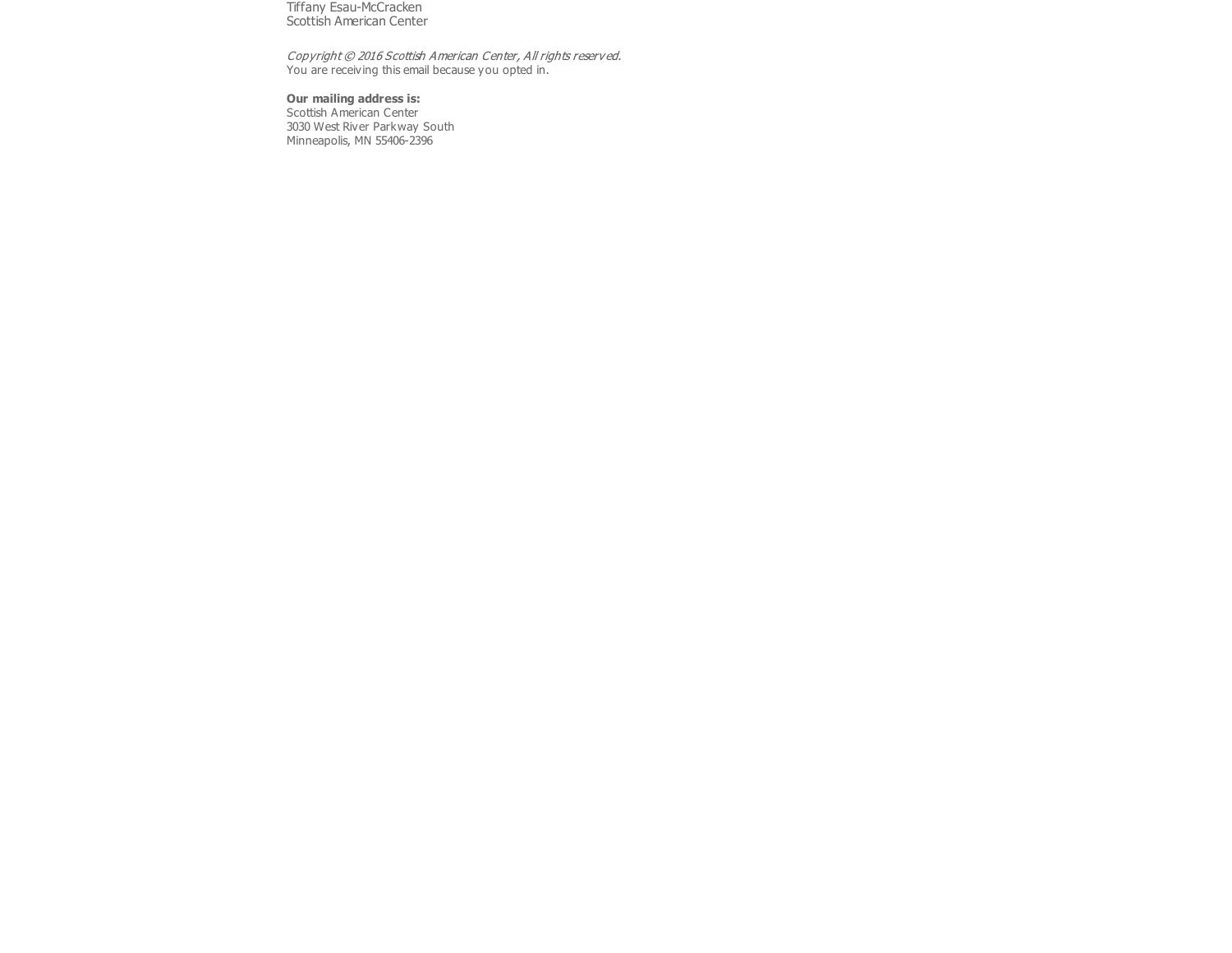Tiffany Esau-McCracken
Scottish American Center

*Copyright © 2016 Scottish American Center, All rights reserved.*
You are receiving this email because you opted in.

**Our mailing address is:**
Scottish American Center
3030 West River Parkway South
Minneapolis, MN 55406-2396